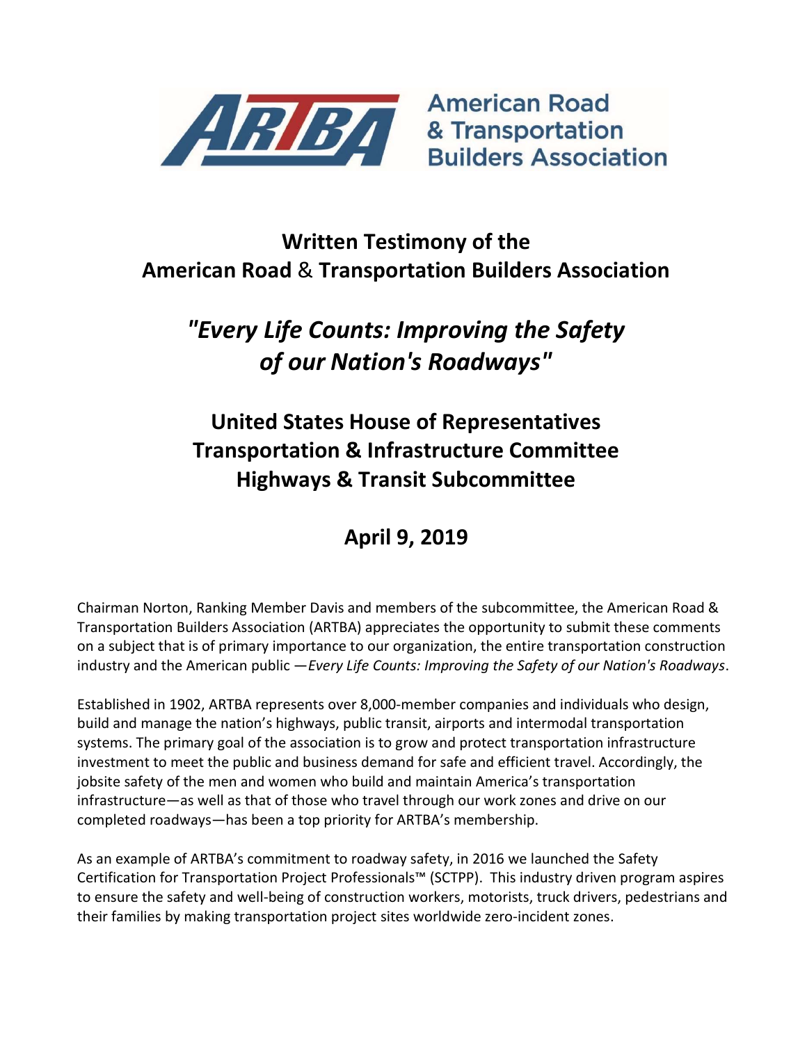American Road & Transportation Builders Association

# Written Testimony of the American Road & Transportation Builders Association

## *"Every Life Counts: Improving the Safety of our Nation's Roadways"*

## United States House of Representatives Transportation & Infrastructure Committee Highways & Transit Subcommittee

## April 9, 2019

Chairman Norton, Ranking Member Davis and members of the subcommittee, the American Road & Transportation Builders Association (ARTBA) appreciates the opportunity to submit these comments on a subject that is of primary importance to our organization, the entire transportation construction industry and the American public —*Every Life Counts: Improving the Safety of our Nation's Roadways*.

Established in 1902, ARTBA represents over 8,000-member companies and individuals who design, build and manage the nation's highways, public transit, airports and intermodal transportation systems. The primary goal of the association is to grow and protect transportation infrastructure investment to meet the public and business demand for safe and efficient travel. Accordingly, the jobsite safety of the men and women who build and maintain America's transportation infrastructure—as well as that of those who travel through our work zones and drive on our completed roadways—has been a top priority for ARTBA's membership.

As an example of ARTBA's commitment to roadway safety, in 2016 we launched the Safety Certification for Transportation Project Professionals™ (SCTPP). This industry driven program aspires to ensure the safety and well-being of construction workers, motorists, truck drivers, pedestrians and their families by making transportation project sites worldwide zero-incident zones.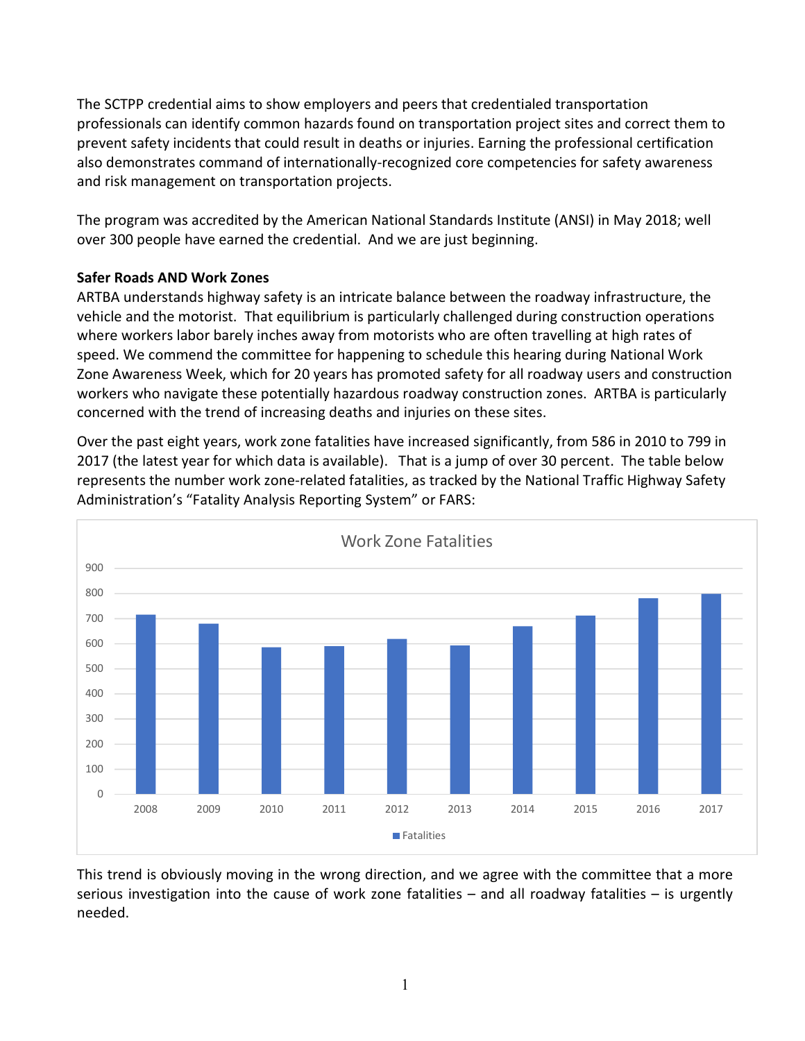The SCTPP credential aims to show employers and peers that credentialed transportation professionals can identify common hazards found on transportation project sites and correct them to prevent safety incidents that could result in deaths or injuries. Earning the professional certification also demonstrates command of internationally-recognized core competencies for safety awareness and risk management on transportation projects.

The program was accredited by the American National Standards Institute (ANSI) in May 2018; well over 300 people have earned the credential. And we are just beginning.

**Safer Roads AND Work Zones**

ARTBA understands highway safety is an intricate balance between the roadway infrastructure, the vehicle and the motorist. That equilibrium is particularly challenged during construction operations where workers labor barely inches away from motorists who are often travelling at high rates of speed. We commend the committee for happening to schedule this hearing during National Work Zone Awareness Week, which for 20 years has promoted safety for all roadway users and construction workers who navigate these potentially hazardous roadway construction zones. ARTBA is particularly concerned with the trend of increasing deaths and injuries on these sites.

Over the past eight years, work zone fatalities have increased significantly, from 586 in 2010 to 799 in 2017 (the latest year for which data is available). That is a jump of over 30 percent. The table below represents the number work zone-related fatalities, as tracked by the National Traffic Highway Safety Administration's "Fatality Analysis Reporting System" or FARS:

Work Zone Fatalities

This trend is obviously moving in the wrong direction, and we agree with the committee that a more serious investigation into the cause of work zone fatalities – and all roadway fatalities – is urgently needed.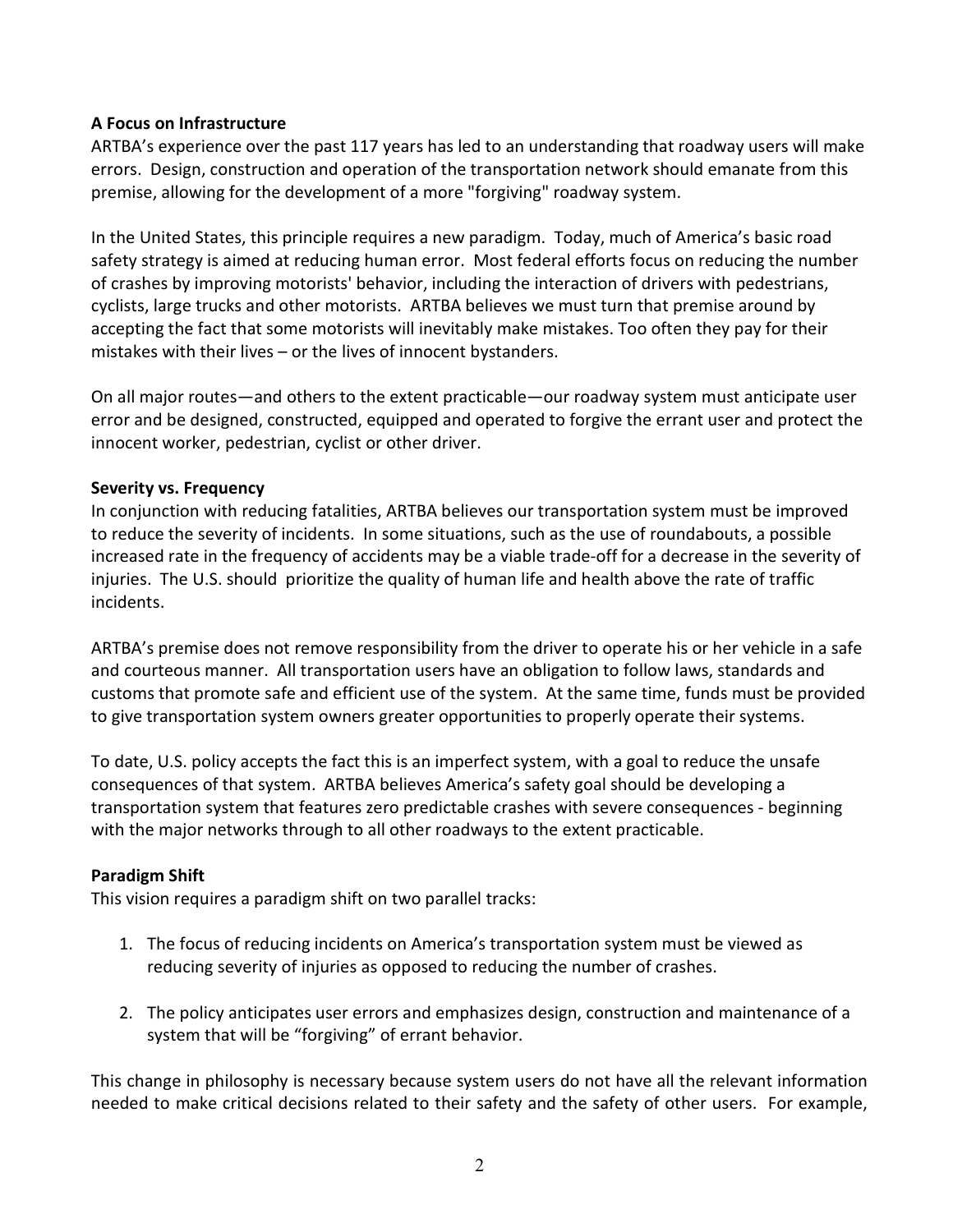**A Focus on Infrastructure**

ARTBA's experience over the past 117 years has led to an understanding that roadway users will make errors. Design, construction and operation of the transportation network should emanate from this premise, allowing for the development of a more "forgiving" roadway system.

In the United States, this principle requires a new paradigm. Today, much of America's basic road safety strategy is aimed at reducing human error. Most federal efforts focus on reducing the number of crashes by improving motorists' behavior, including the interaction of drivers with pedestrians, cyclists, large trucks and other motorists. ARTBA believes we must turn that premise around by accepting the fact that some motorists will inevitably make mistakes. Too often they pay for their mistakes with their lives – or the lives of innocent bystanders.

On all major routes—and others to the extent practicable—our roadway system must anticipate user error and be designed, constructed, equipped and operated to forgive the errant user and protect the innocent worker, pedestrian, cyclist or other driver.

**Severity vs. Frequency**

In conjunction with reducing fatalities, ARTBA believes our transportation system must be improved to reduce the severity of incidents. In some situations, such as the use of roundabouts, a possible increased rate in the frequency of accidents may be a viable trade-off for a decrease in the severity of injuries. The U.S. should prioritize the quality of human life and health above the rate of traffic incidents.

ARTBA's premise does not remove responsibility from the driver to operate his or her vehicle in a safe and courteous manner. All transportation users have an obligation to follow laws, standards and customs that promote safe and efficient use of the system. At the same time, funds must be provided to give transportation system owners greater opportunities to properly operate their systems.

To date, U.S. policy accepts the fact this is an imperfect system, with a goal to reduce the unsafe consequences of that system. ARTBA believes America's safety goal should be developing a transportation system that features zero predictable crashes with severe consequences - beginning with the major networks through to all other roadways to the extent practicable.

**Paradigm Shift**

This vision requires a paradigm shift on two parallel tracks:

1. The focus of reducing incidents on America's transportation system must be viewed as reducing severity of injuries as opposed to reducing the number of crashes.

2. The policy anticipates user errors and emphasizes design, construction and maintenance of a system that will be "forgiving" of errant behavior.

This change in philosophy is necessary because system users do not have all the relevant information needed to make critical decisions related to their safety and the safety of other users. For example,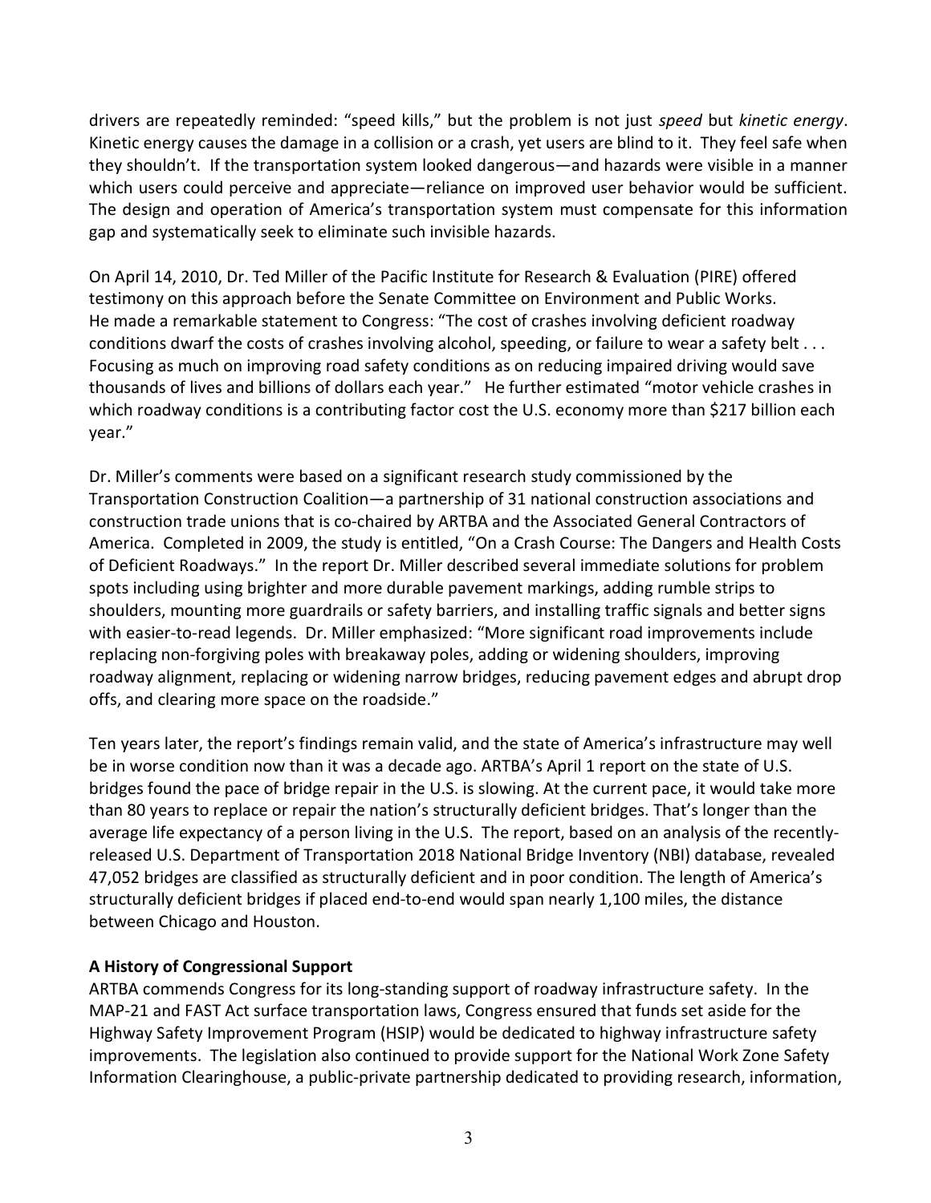drivers are repeatedly reminded: "speed kills," but the problem is not just *speed* but *kinetic energy*. Kinetic energy causes the damage in a collision or a crash, yet users are blind to it. They feel safe when they shouldn't. If the transportation system looked dangerous—and hazards were visible in a manner which users could perceive and appreciate—reliance on improved user behavior would be sufficient. The design and operation of America's transportation system must compensate for this information gap and systematically seek to eliminate such invisible hazards.

On April 14, 2010, Dr. Ted Miller of the Pacific Institute for Research & Evaluation (PIRE) offered testimony on this approach before the Senate Committee on Environment and Public Works. He made a remarkable statement to Congress: "The cost of crashes involving deficient roadway conditions dwarf the costs of crashes involving alcohol, speeding, or failure to wear a safety belt . . . Focusing as much on improving road safety conditions as on reducing impaired driving would save thousands of lives and billions of dollars each year." He further estimated "motor vehicle crashes in which roadway conditions is a contributing factor cost the U.S. economy more than $217 billion each year."

Dr. Miller's comments were based on a significant research study commissioned by the Transportation Construction Coalition—a partnership of 31 national construction associations and construction trade unions that is co-chaired by ARTBA and the Associated General Contractors of America. Completed in 2009, the study is entitled, "On a Crash Course: The Dangers and Health Costs of Deficient Roadways." In the report Dr. Miller described several immediate solutions for problem spots including using brighter and more durable pavement markings, adding rumble strips to shoulders, mounting more guardrails or safety barriers, and installing traffic signals and better signs with easier-to-read legends. Dr. Miller emphasized: "More significant road improvements include replacing non-forgiving poles with breakaway poles, adding or widening shoulders, improving roadway alignment, replacing or widening narrow bridges, reducing pavement edges and abrupt drop offs, and clearing more space on the roadside."

Ten years later, the report's findings remain valid, and the state of America's infrastructure may well be in worse condition now than it was a decade ago. ARTBA's April 1 report on the state of U.S. bridges found the pace of bridge repair in the U.S. is slowing. At the current pace, it would take more than 80 years to replace or repair the nation's structurally deficient bridges. That's longer than the average life expectancy of a person living in the U.S. The report, based on an analysis of the recently-released U.S. Department of Transportation 2018 National Bridge Inventory (NBI) database, revealed 47,052 bridges are classified as structurally deficient and in poor condition. The length of America's structurally deficient bridges if placed end-to-end would span nearly 1,100 miles, the distance between Chicago and Houston.

**A History of Congressional Support**

ARTBA commends Congress for its long-standing support of roadway infrastructure safety. In the MAP-21 and FAST Act surface transportation laws, Congress ensured that funds set aside for the Highway Safety Improvement Program (HSIP) would be dedicated to highway infrastructure safety improvements. The legislation also continued to provide support for the National Work Zone Safety Information Clearinghouse, a public-private partnership dedicated to providing research, information,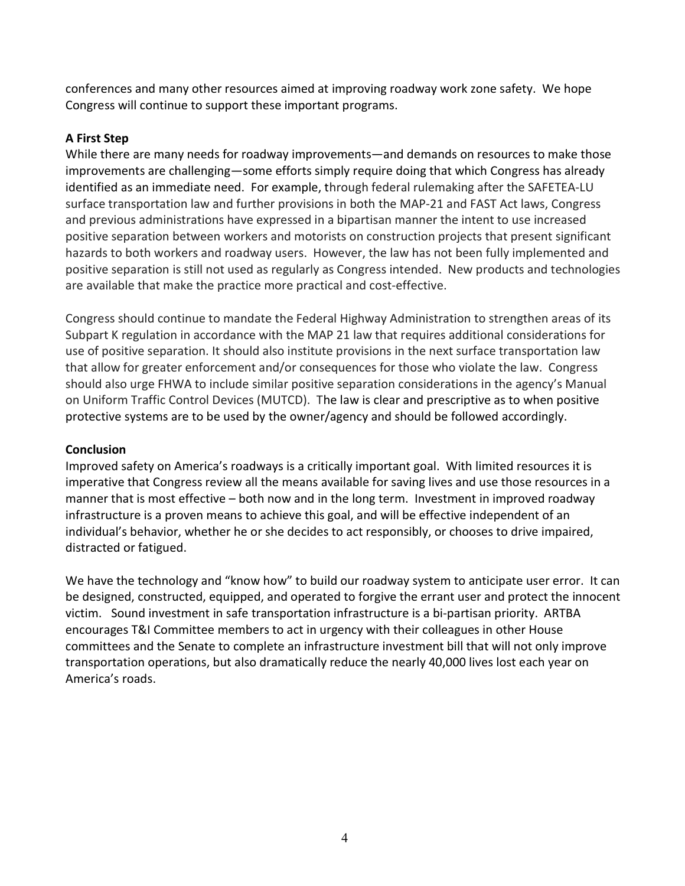conferences and many other resources aimed at improving roadway work zone safety. We hope Congress will continue to support these important programs.

**A First Step**

While there are many needs for roadway improvements—and demands on resources to make those improvements are challenging—some efforts simply require doing that which Congress has already identified as an immediate need. For example, through federal rulemaking after the SAFETEA-LU surface transportation law and further provisions in both the MAP-21 and FAST Act laws, Congress and previous administrations have expressed in a bipartisan manner the intent to use increased positive separation between workers and motorists on construction projects that present significant hazards to both workers and roadway users. However, the law has not been fully implemented and positive separation is still not used as regularly as Congress intended. New products and technologies are available that make the practice more practical and cost-effective.

Congress should continue to mandate the Federal Highway Administration to strengthen areas of its Subpart K regulation in accordance with the MAP 21 law that requires additional considerations for use of positive separation. It should also institute provisions in the next surface transportation law that allow for greater enforcement and/or consequences for those who violate the law. Congress should also urge FHWA to include similar positive separation considerations in the agency's Manual on Uniform Traffic Control Devices (MUTCD). The law is clear and prescriptive as to when positive protective systems are to be used by the owner/agency and should be followed accordingly.

**Conclusion**

Improved safety on America's roadways is a critically important goal. With limited resources it is imperative that Congress review all the means available for saving lives and use those resources in a manner that is most effective – both now and in the long term. Investment in improved roadway infrastructure is a proven means to achieve this goal, and will be effective independent of an individual's behavior, whether he or she decides to act responsibly, or chooses to drive impaired, distracted or fatigued.

We have the technology and "know how" to build our roadway system to anticipate user error. It can be designed, constructed, equipped, and operated to forgive the errant user and protect the innocent victim. Sound investment in safe transportation infrastructure is a bi-partisan priority. ARTBA encourages T&I Committee members to act in urgency with their colleagues in other House committees and the Senate to complete an infrastructure investment bill that will not only improve transportation operations, but also dramatically reduce the nearly 40,000 lives lost each year on America's roads.